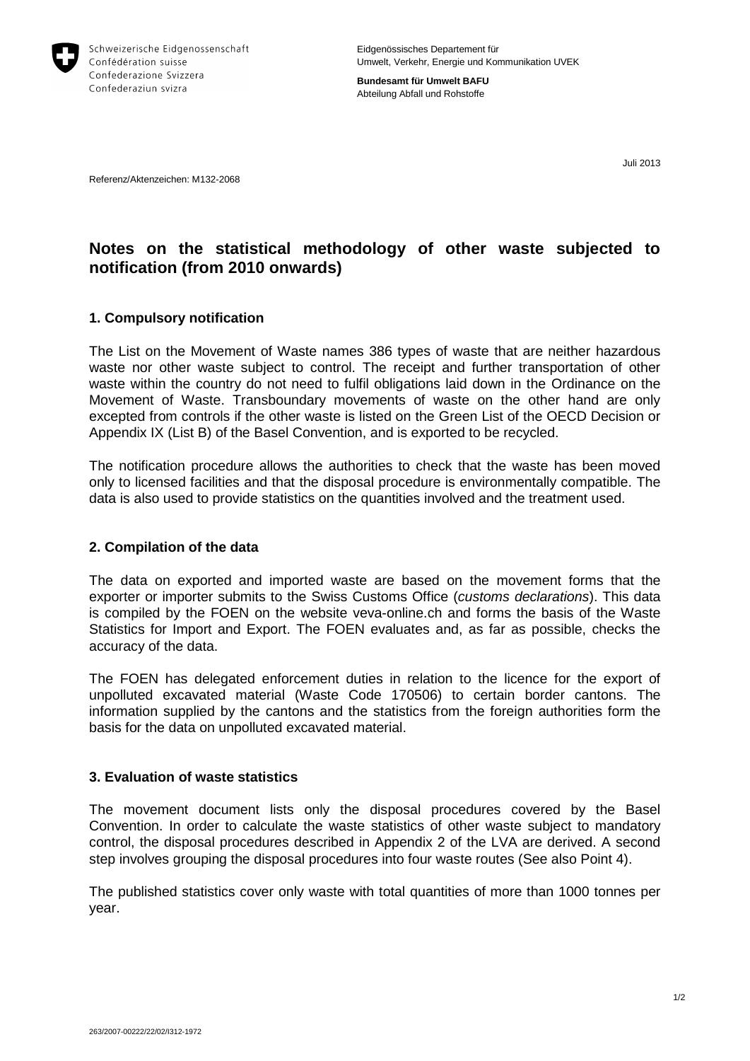Schweizerische Eidgenossenschaft
Confédération suisse
Confederazione Svizzera
Confederaziun svizra

Eidgenössisches Departement für Umwelt, Verkehr, Energie und Kommunikation UVEK

**Bundesamt für Umwelt BAFU**
Abteilung Abfall und Rohstoffe

Juli 2013

Referenz/Aktenzeichen: M132-2068

# Notes on the statistical methodology of other waste subjected to notification (from 2010 onwards)

## 1. Compulsory notification

The List on the Movement of Waste names 386 types of waste that are neither hazardous waste nor other waste subject to control. The receipt and further transportation of other waste within the country do not need to fulfil obligations laid down in the Ordinance on the Movement of Waste. Transboundary movements of waste on the other hand are only excepted from controls if the other waste is listed on the Green List of the OECD Decision or Appendix IX (List B) of the Basel Convention, and is exported to be recycled.

The notification procedure allows the authorities to check that the waste has been moved only to licensed facilities and that the disposal procedure is environmentally compatible. The data is also used to provide statistics on the quantities involved and the treatment used.

## 2. Compilation of the data

The data on exported and imported waste are based on the movement forms that the exporter or importer submits to the Swiss Customs Office (*customs declarations*). This data is compiled by the FOEN on the website veva-online.ch and forms the basis of the Waste Statistics for Import and Export. The FOEN evaluates and, as far as possible, checks the accuracy of the data.

The FOEN has delegated enforcement duties in relation to the licence for the export of unpolluted excavated material (Waste Code 170506) to certain border cantons. The information supplied by the cantons and the statistics from the foreign authorities form the basis for the data on unpolluted excavated material.

## 3. Evaluation of waste statistics

The movement document lists only the disposal procedures covered by the Basel Convention. In order to calculate the waste statistics of other waste subject to mandatory control, the disposal procedures described in Appendix 2 of the LVA are derived. A second step involves grouping the disposal procedures into four waste routes (See also Point 4).

The published statistics cover only waste with total quantities of more than 1000 tonnes per year.

263/2007-00222/22/02/I312-1972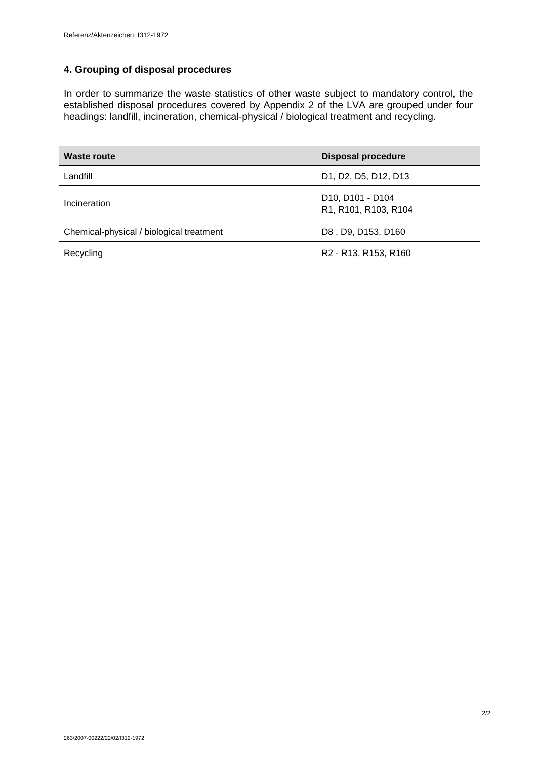## 4. Grouping of disposal procedures

In order to summarize the waste statistics of other waste subject to mandatory control, the established disposal procedures covered by Appendix 2 of the LVA are grouped under four headings: landfill, incineration, chemical-physical / biological treatment and recycling.

| Waste route | Disposal procedure |
|---|---|
| Landfill | D1, D2, D5, D12, D13 |
| Incineration | D10, D101 - D104<br>R1, R101, R103, R104 |
| Chemical-physical / biological treatment | D8 , D9, D153, D160 |
| Recycling | R2 - R13, R153, R160 |